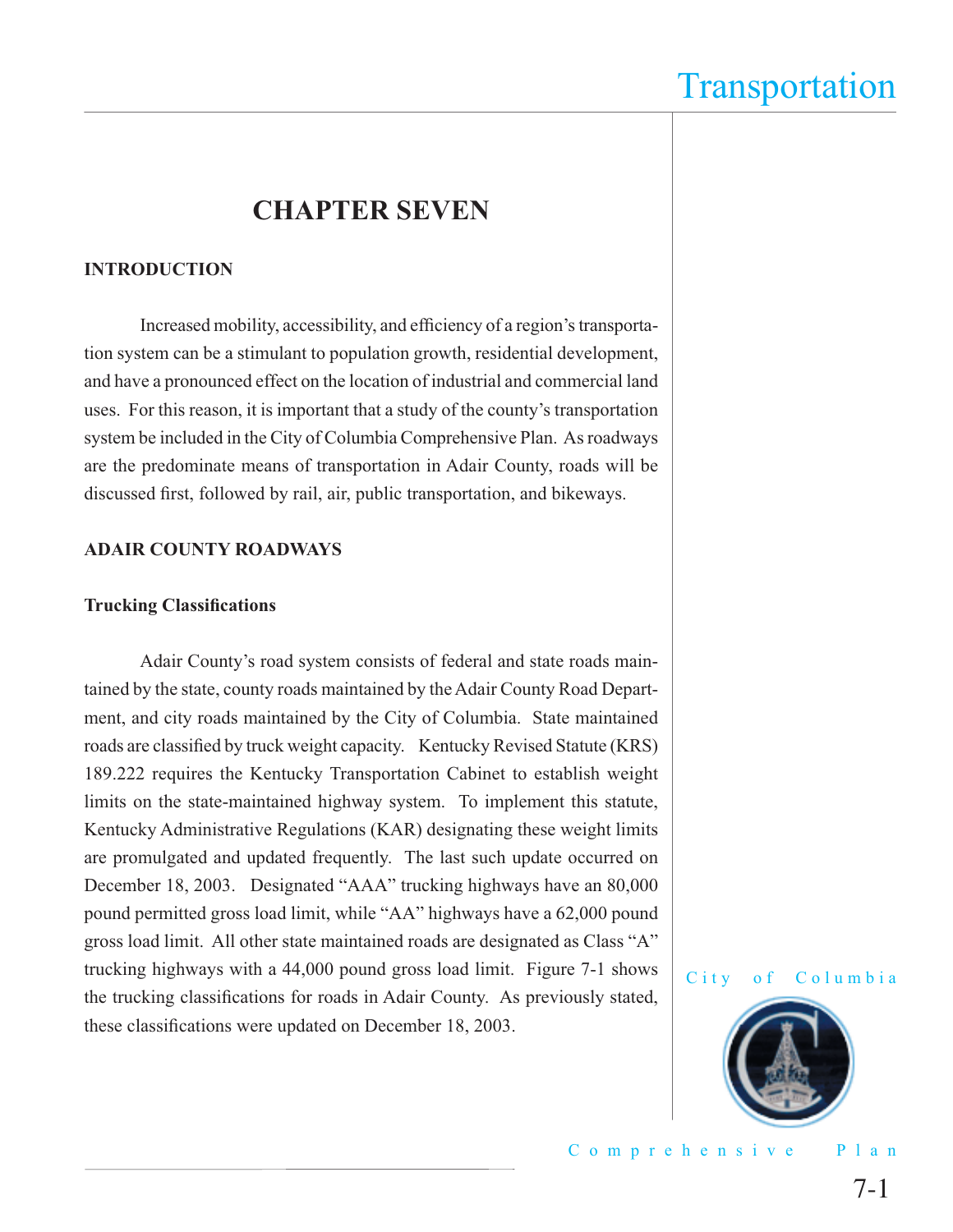# CHAPTER SEVEN

## INTRODUCTION

Increased mobility, accessibility, and efficiency of a region's transportation system can be a stimulant to population growth, residential development, and have a pronounced effect on the location of industrial and commercial land uses. For this reason, it is important that a study of the county's transportation system be included in the City of Columbia Comprehensive Plan. As roadways are the predominate means of transportation in Adair County, roads will be discussed first, followed by rail, air, public transportation, and bikeways.

## ADAIR COUNTY ROADWAYS

### Trucking Classifications

Adair County's road system consists of federal and state roads maintained by the state, county roads maintained by the Adair County Road Department, and city roads maintained by the City of Columbia. State maintained roads are classified by truck weight capacity. Kentucky Revised Statute (KRS) 189.222 requires the Kentucky Transportation Cabinet to establish weight limits on the state-maintained highway system. To implement this statute, Kentucky Administrative Regulations (KAR) designating these weight limits are promulgated and updated frequently. The last such update occurred on December 18, 2003. Designated "AAA" trucking highways have an 80,000 pound permitted gross load limit, while "AA" highways have a 62,000 pound gross load limit. All other state maintained roads are designated as Class "A" trucking highways with a 44,000 pound gross load limit. Figure 7-1 shows the trucking classifications for roads in Adair County. As previously stated, these classifications were updated on December 18, 2003.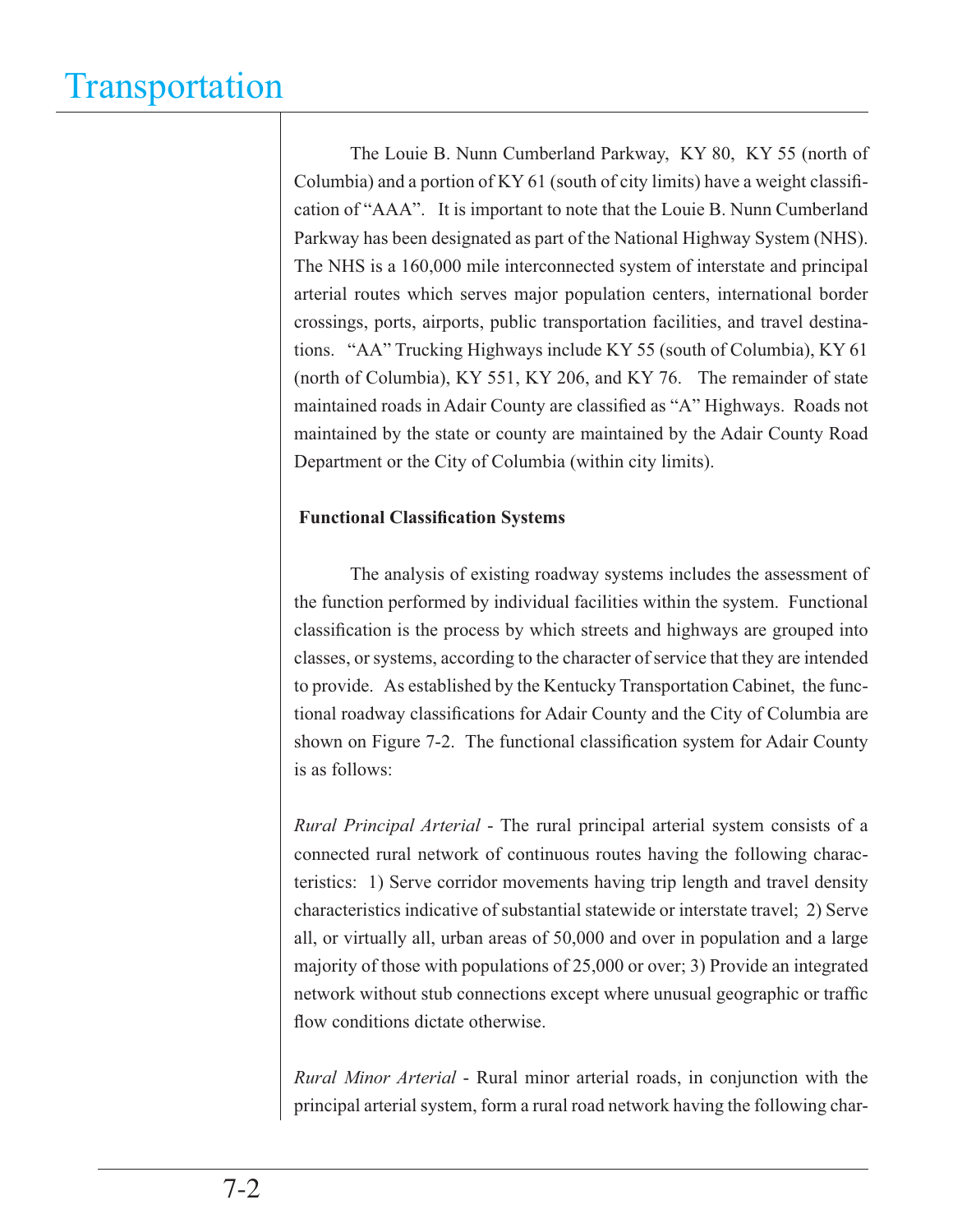The Louie B. Nunn Cumberland Parkway, KY 80, KY 55 (north of Columbia) and a portion of KY 61 (south of city limits) have a weight classification of "AAA". It is important to note that the Louie B. Nunn Cumberland Parkway has been designated as part of the National Highway System (NHS). The NHS is a 160,000 mile interconnected system of interstate and principal arterial routes which serves major population centers, international border crossings, ports, airports, public transportation facilities, and travel destinations. "AA" Trucking Highways include KY 55 (south of Columbia), KY 61 (north of Columbia), KY 551, KY 206, and KY 76. The remainder of state maintained roads in Adair County are classified as "A" Highways. Roads not maintained by the state or county are maintained by the Adair County Road Department or the City of Columbia (within city limits).

**Functional Classification Systems**

The analysis of existing roadway systems includes the assessment of the function performed by individual facilities within the system. Functional classification is the process by which streets and highways are grouped into classes, or systems, according to the character of service that they are intended to provide. As established by the Kentucky Transportation Cabinet, the functional roadway classifications for Adair County and the City of Columbia are shown on Figure 7-2. The functional classification system for Adair County is as follows:

*Rural Principal Arterial* - The rural principal arterial system consists of a connected rural network of continuous routes having the following characteristics: 1) Serve corridor movements having trip length and travel density characteristics indicative of substantial statewide or interstate travel; 2) Serve all, or virtually all, urban areas of 50,000 and over in population and a large majority of those with populations of 25,000 or over; 3) Provide an integrated network without stub connections except where unusual geographic or traffic flow conditions dictate otherwise.

*Rural Minor Arterial* - Rural minor arterial roads, in conjunction with the principal arterial system, form a rural road network having the following char-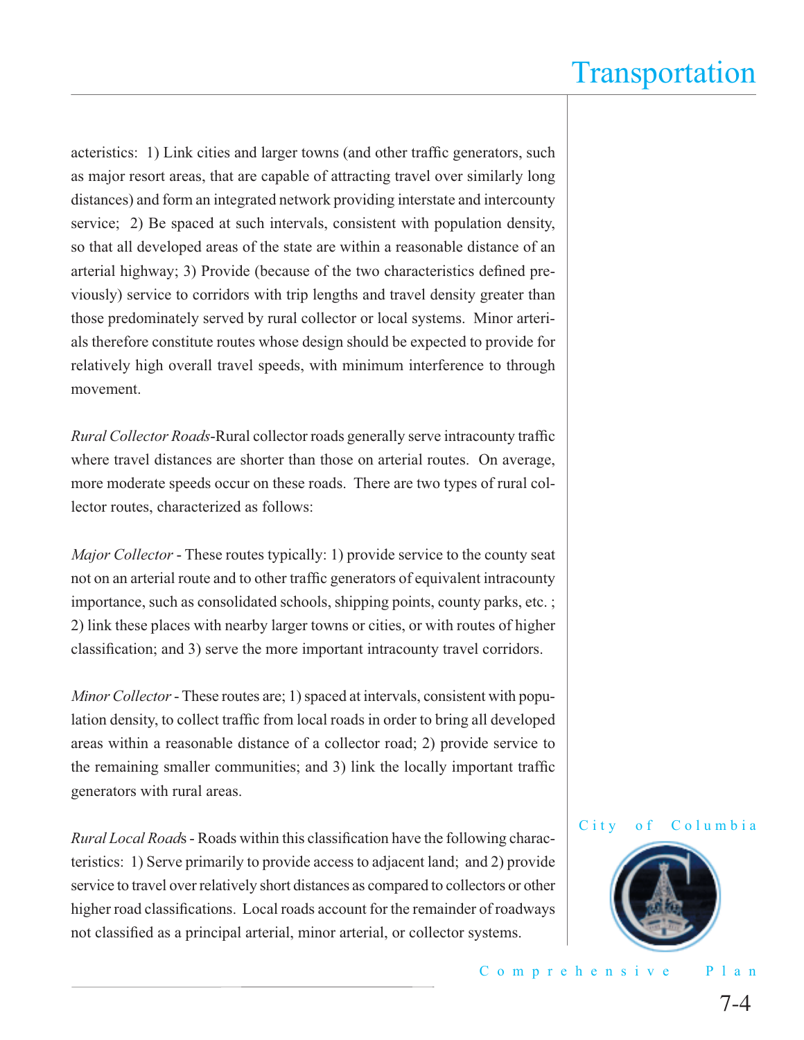acteristics: 1) Link cities and larger towns (and other traffic generators, such as major resort areas, that are capable of attracting travel over similarly long distances) and form an integrated network providing interstate and intercounty service; 2) Be spaced at such intervals, consistent with population density, so that all developed areas of the state are within a reasonable distance of an arterial highway; 3) Provide (because of the two characteristics defined previously) service to corridors with trip lengths and travel density greater than those predominately served by rural collector or local systems. Minor arterials therefore constitute routes whose design should be expected to provide for relatively high overall travel speeds, with minimum interference to through movement.

*Rural Collector Roads*-Rural collector roads generally serve intracounty traffic where travel distances are shorter than those on arterial routes. On average, more moderate speeds occur on these roads. There are two types of rural collector routes, characterized as follows:

*Major Collector* - These routes typically: 1) provide service to the county seat not on an arterial route and to other traffic generators of equivalent intracounty importance, such as consolidated schools, shipping points, county parks, etc. ; 2) link these places with nearby larger towns or cities, or with routes of higher classification; and 3) serve the more important intracounty travel corridors.

*Minor Collector* - These routes are; 1) spaced at intervals, consistent with population density, to collect traffic from local roads in order to bring all developed areas within a reasonable distance of a collector road; 2) provide service to the remaining smaller communities; and 3) link the locally important traffic generators with rural areas.

*Rural Local Road*s - Roads within this classification have the following characteristics: 1) Serve primarily to provide access to adjacent land; and 2) provide service to travel over relatively short distances as compared to collectors or other higher road classifications. Local roads account for the remainder of roadways not classified as a principal arterial, minor arterial, or collector systems.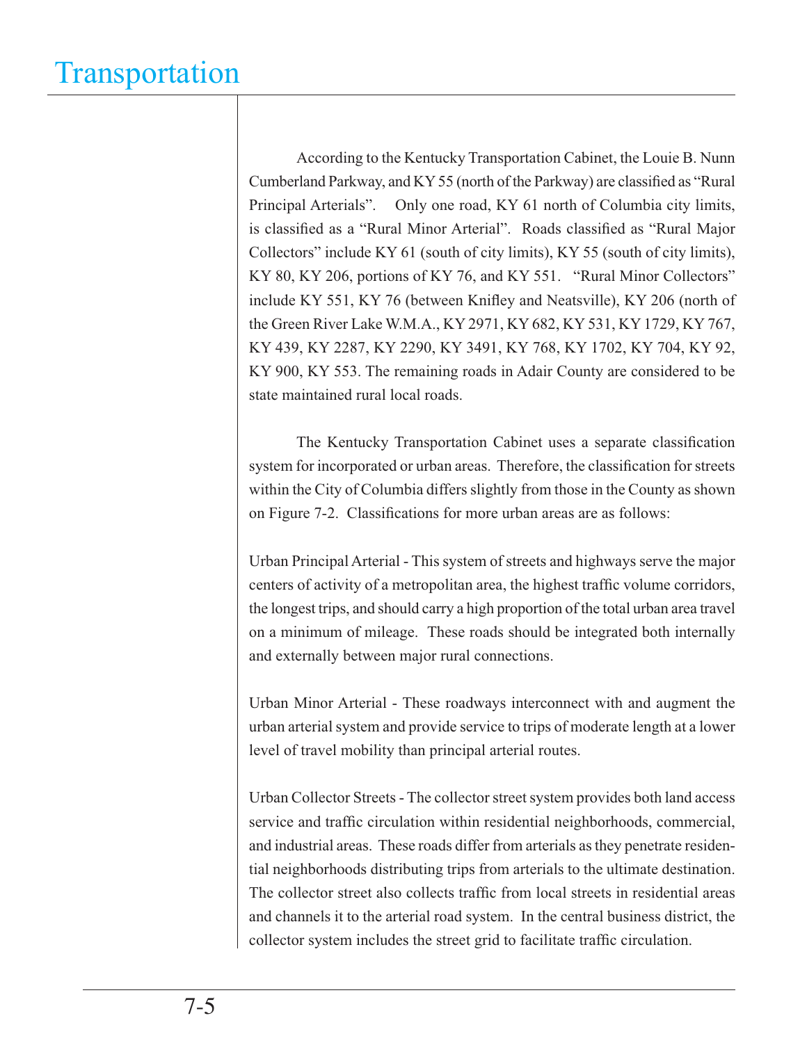According to the Kentucky Transportation Cabinet, the Louie B. Nunn Cumberland Parkway, and KY 55 (north of the Parkway) are classified as "Rural Principal Arterials". Only one road, KY 61 north of Columbia city limits, is classified as a "Rural Minor Arterial". Roads classified as "Rural Major Collectors" include KY 61 (south of city limits), KY 55 (south of city limits), KY 80, KY 206, portions of KY 76, and KY 551. "Rural Minor Collectors" include KY 551, KY 76 (between Knifley and Neatsville), KY 206 (north of the Green River Lake W.M.A., KY 2971, KY 682, KY 531, KY 1729, KY 767, KY 439, KY 2287, KY 2290, KY 3491, KY 768, KY 1702, KY 704, KY 92, KY 900, KY 553. The remaining roads in Adair County are considered to be state maintained rural local roads.

The Kentucky Transportation Cabinet uses a separate classification system for incorporated or urban areas. Therefore, the classification for streets within the City of Columbia differs slightly from those in the County as shown on Figure 7-2. Classifications for more urban areas are as follows:

Urban Principal Arterial - This system of streets and highways serve the major centers of activity of a metropolitan area, the highest traffic volume corridors, the longest trips, and should carry a high proportion of the total urban area travel on a minimum of mileage. These roads should be integrated both internally and externally between major rural connections.

Urban Minor Arterial - These roadways interconnect with and augment the urban arterial system and provide service to trips of moderate length at a lower level of travel mobility than principal arterial routes.

Urban Collector Streets - The collector street system provides both land access service and traffic circulation within residential neighborhoods, commercial, and industrial areas. These roads differ from arterials as they penetrate residential neighborhoods distributing trips from arterials to the ultimate destination. The collector street also collects traffic from local streets in residential areas and channels it to the arterial road system. In the central business district, the collector system includes the street grid to facilitate traffic circulation.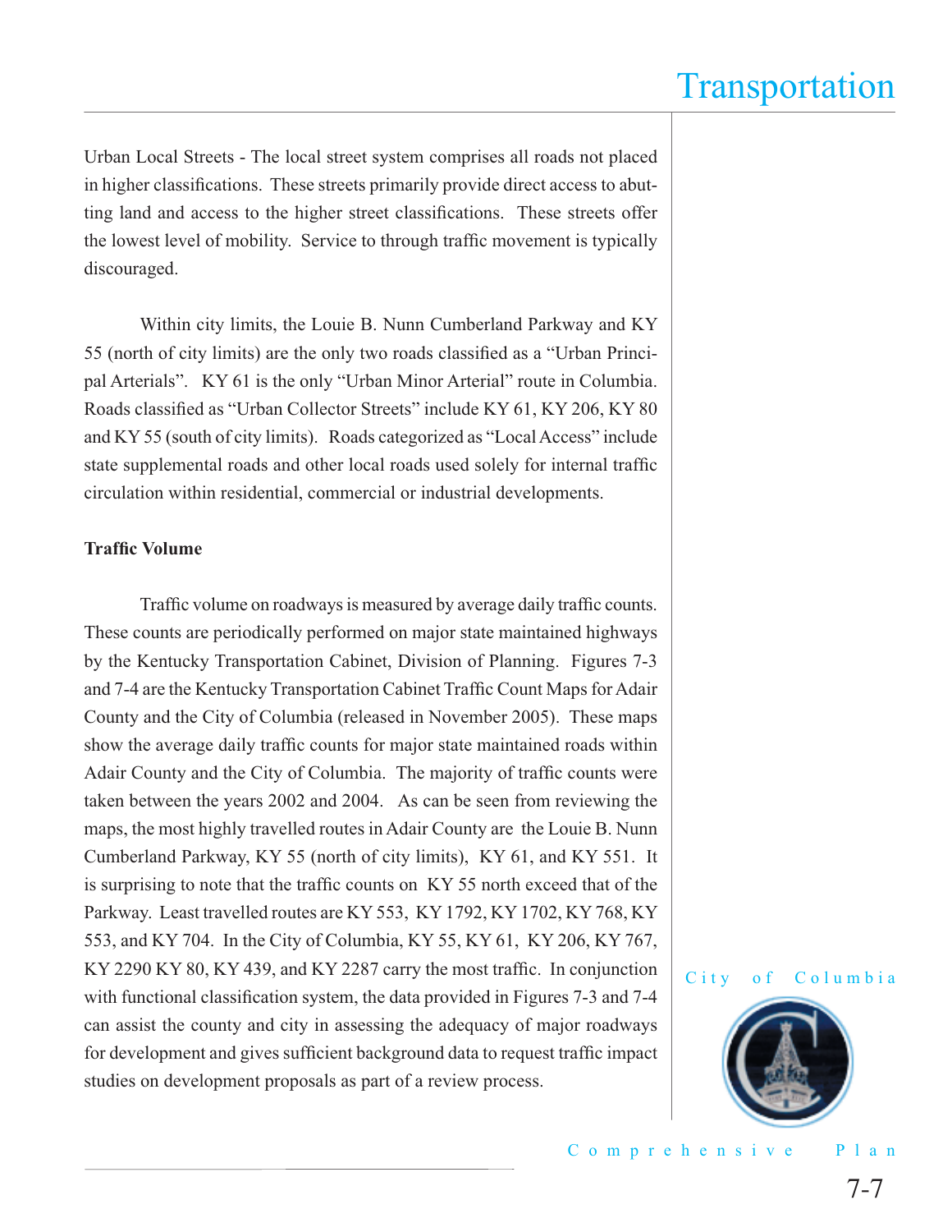Urban Local Streets - The local street system comprises all roads not placed in higher classifications. These streets primarily provide direct access to abutting land and access to the higher street classifications. These streets offer the lowest level of mobility. Service to through traffic movement is typically discouraged.

Within city limits, the Louie B. Nunn Cumberland Parkway and KY 55 (north of city limits) are the only two roads classified as a "Urban Principal Arterials". KY 61 is the only "Urban Minor Arterial" route in Columbia. Roads classified as "Urban Collector Streets" include KY 61, KY 206, KY 80 and KY 55 (south of city limits). Roads categorized as "Local Access" include state supplemental roads and other local roads used solely for internal traffic circulation within residential, commercial or industrial developments.

**Traffic Volume**

Traffic volume on roadways is measured by average daily traffic counts. These counts are periodically performed on major state maintained highways by the Kentucky Transportation Cabinet, Division of Planning. Figures 7-3 and 7-4 are the Kentucky Transportation Cabinet Traffic Count Maps for Adair County and the City of Columbia (released in November 2005). These maps show the average daily traffic counts for major state maintained roads within Adair County and the City of Columbia. The majority of traffic counts were taken between the years 2002 and 2004. As can be seen from reviewing the maps, the most highly travelled routes in Adair County are the Louie B. Nunn Cumberland Parkway, KY 55 (north of city limits), KY 61, and KY 551. It is surprising to note that the traffic counts on KY 55 north exceed that of the Parkway. Least travelled routes are KY 553, KY 1792, KY 1702, KY 768, KY 553, and KY 704. In the City of Columbia, KY 55, KY 61, KY 206, KY 767, KY 2290 KY 80, KY 439, and KY 2287 carry the most traffic. In conjunction with functional classification system, the data provided in Figures 7-3 and 7-4 can assist the county and city in assessing the adequacy of major roadways for development and gives sufficient background data to request traffic impact studies on development proposals as part of a review process.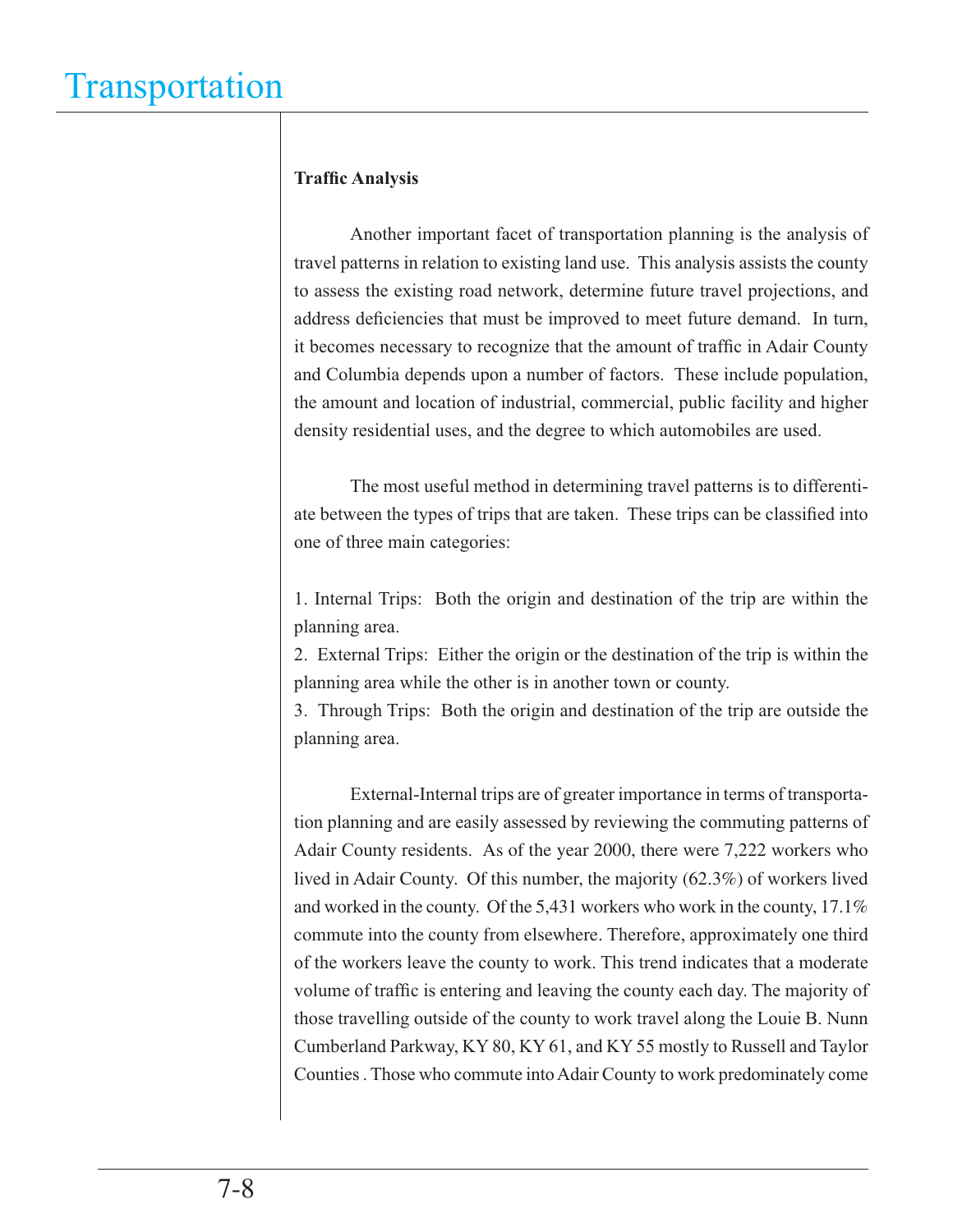# Transportation

**Traffic Analysis**

Another important facet of transportation planning is the analysis of travel patterns in relation to existing land use. This analysis assists the county to assess the existing road network, determine future travel projections, and address deficiencies that must be improved to meet future demand. In turn, it becomes necessary to recognize that the amount of traffic in Adair County and Columbia depends upon a number of factors. These include population, the amount and location of industrial, commercial, public facility and higher density residential uses, and the degree to which automobiles are used.

The most useful method in determining travel patterns is to differentiate between the types of trips that are taken. These trips can be classified into one of three main categories:

1. Internal Trips: Both the origin and destination of the trip are within the planning area.
2. External Trips: Either the origin or the destination of the trip is within the planning area while the other is in another town or county.
3. Through Trips: Both the origin and destination of the trip are outside the planning area.

External-Internal trips are of greater importance in terms of transportation planning and are easily assessed by reviewing the commuting patterns of Adair County residents. As of the year 2000, there were 7,222 workers who lived in Adair County. Of this number, the majority (62.3%) of workers lived and worked in the county. Of the 5,431 workers who work in the county, 17.1% commute into the county from elsewhere. Therefore, approximately one third of the workers leave the county to work. This trend indicates that a moderate volume of traffic is entering and leaving the county each day. The majority of those travelling outside of the county to work travel along the Louie B. Nunn Cumberland Parkway, KY 80, KY 61, and KY 55 mostly to Russell and Taylor Counties . Those who commute into Adair County to work predominately come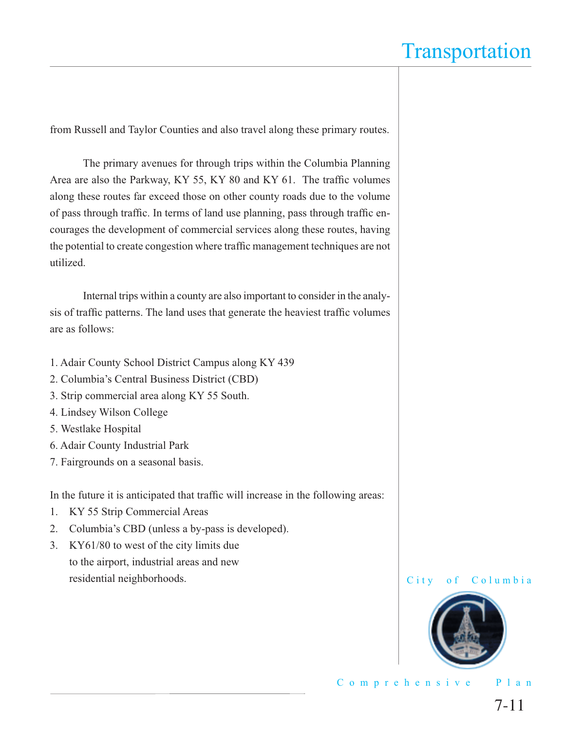from Russell and Taylor Counties and also travel along these primary routes.

The primary avenues for through trips within the Columbia Planning Area are also the Parkway, KY 55, KY 80 and KY 61. The traffic volumes along these routes far exceed those on other county roads due to the volume of pass through traffic. In terms of land use planning, pass through traffic encourages the development of commercial services along these routes, having the potential to create congestion where traffic management techniques are not utilized.

Internal trips within a county are also important to consider in the analysis of traffic patterns. The land uses that generate the heaviest traffic volumes are as follows:

1. Adair County School District Campus along KY 439
2. Columbia's Central Business District (CBD)
3. Strip commercial area along KY 55 South.
4. Lindsey Wilson College
5. Westlake Hospital
6. Adair County Industrial Park
7. Fairgrounds on a seasonal basis.

In the future it is anticipated that traffic will increase in the following areas:

1. KY 55 Strip Commercial Areas
2. Columbia's CBD (unless a by-pass is developed).
3. KY61/80 to west of the city limits due to the airport, industrial areas and new residential neighborhoods.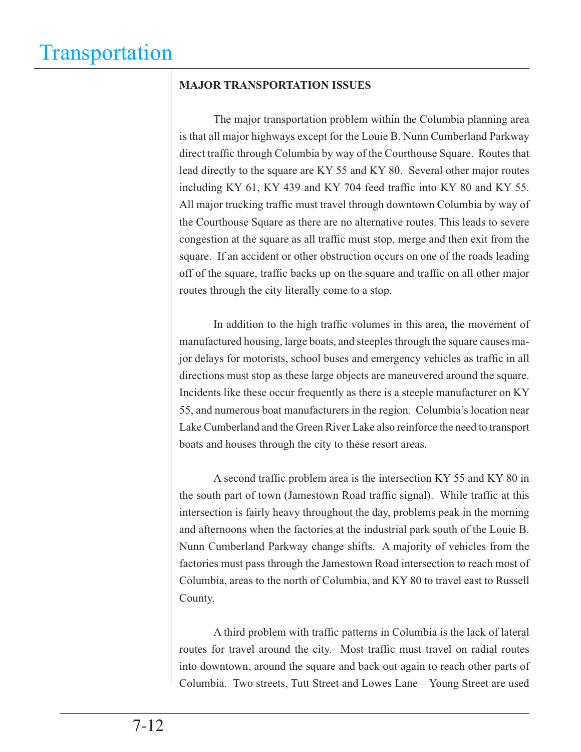## MAJOR TRANSPORTATION ISSUES

The major transportation problem within the Columbia planning area is that all major highways except for the Louie B. Nunn Cumberland Parkway direct traffic through Columbia by way of the Courthouse Square. Routes that lead directly to the square are KY 55 and KY 80. Several other major routes including KY 61, KY 439 and KY 704 feed traffic into KY 80 and KY 55. All major trucking traffic must travel through downtown Columbia by way of the Courthouse Square as there are no alternative routes. This leads to severe congestion at the square as all traffic must stop, merge and then exit from the square. If an accident or other obstruction occurs on one of the roads leading off of the square, traffic backs up on the square and traffic on all other major routes through the city literally come to a stop.

In addition to the high traffic volumes in this area, the movement of manufactured housing, large boats, and steeples through the square causes major delays for motorists, school buses and emergency vehicles as traffic in all directions must stop as these large objects are maneuvered around the square. Incidents like these occur frequently as there is a steeple manufacturer on KY 55, and numerous boat manufacturers in the region. Columbia's location near Lake Cumberland and the Green River Lake also reinforce the need to transport boats and houses through the city to these resort areas.

A second traffic problem area is the intersection KY 55 and KY 80 in the south part of town (Jamestown Road traffic signal). While traffic at this intersection is fairly heavy throughout the day, problems peak in the morning and afternoons when the factories at the industrial park south of the Louie B. Nunn Cumberland Parkway change shifts. A majority of vehicles from the factories must pass through the Jamestown Road intersection to reach most of Columbia, areas to the north of Columbia, and KY 80 to travel east to Russell County.

A third problem with traffic patterns in Columbia is the lack of lateral routes for travel around the city. Most traffic must travel on radial routes into downtown, around the square and back out again to reach other parts of Columbia. Two streets, Tutt Street and Lowes Lane – Young Street are used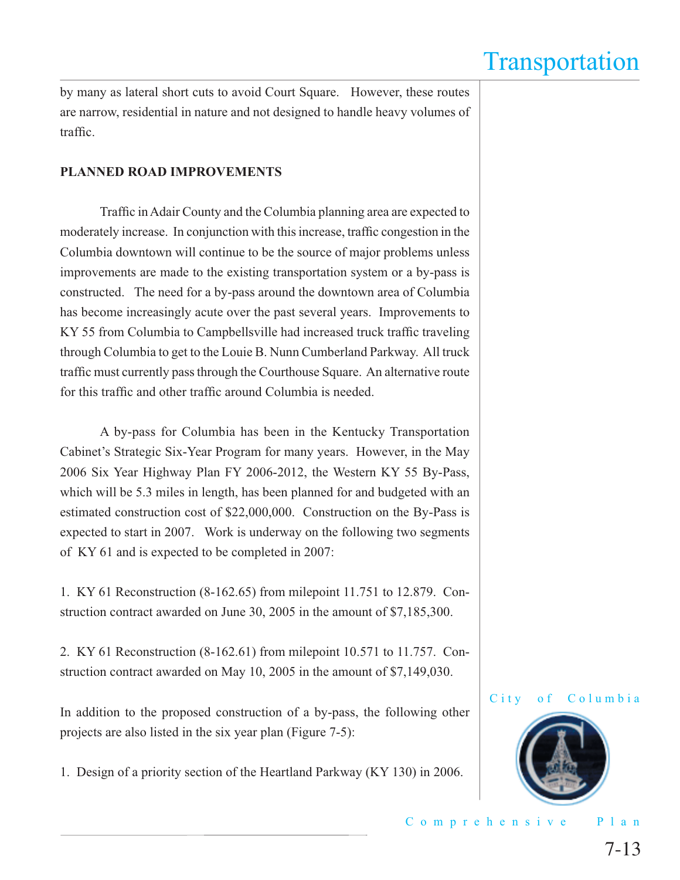by many as lateral short cuts to avoid Court Square. However, these routes are narrow, residential in nature and not designed to handle heavy volumes of traffic.

**PLANNED ROAD IMPROVEMENTS**

Traffic in Adair County and the Columbia planning area are expected to moderately increase. In conjunction with this increase, traffic congestion in the Columbia downtown will continue to be the source of major problems unless improvements are made to the existing transportation system or a by-pass is constructed. The need for a by-pass around the downtown area of Columbia has become increasingly acute over the past several years. Improvements to KY 55 from Columbia to Campbellsville had increased truck traffic traveling through Columbia to get to the Louie B. Nunn Cumberland Parkway. All truck traffic must currently pass through the Courthouse Square. An alternative route for this traffic and other traffic around Columbia is needed.

A by-pass for Columbia has been in the Kentucky Transportation Cabinet's Strategic Six-Year Program for many years. However, in the May 2006 Six Year Highway Plan FY 2006-2012, the Western KY 55 By-Pass, which will be 5.3 miles in length, has been planned for and budgeted with an estimated construction cost of $22,000,000. Construction on the By-Pass is expected to start in 2007. Work is underway on the following two segments of KY 61 and is expected to be completed in 2007:

1. KY 61 Reconstruction (8-162.65) from milepoint 11.751 to 12.879. Construction contract awarded on June 30, 2005 in the amount of $7,185,300.

2. KY 61 Reconstruction (8-162.61) from milepoint 10.571 to 11.757. Construction contract awarded on May 10, 2005 in the amount of $7,149,030.

In addition to the proposed construction of a by-pass, the following other projects are also listed in the six year plan (Figure 7-5):

1. Design of a priority section of the Heartland Parkway (KY 130) in 2006.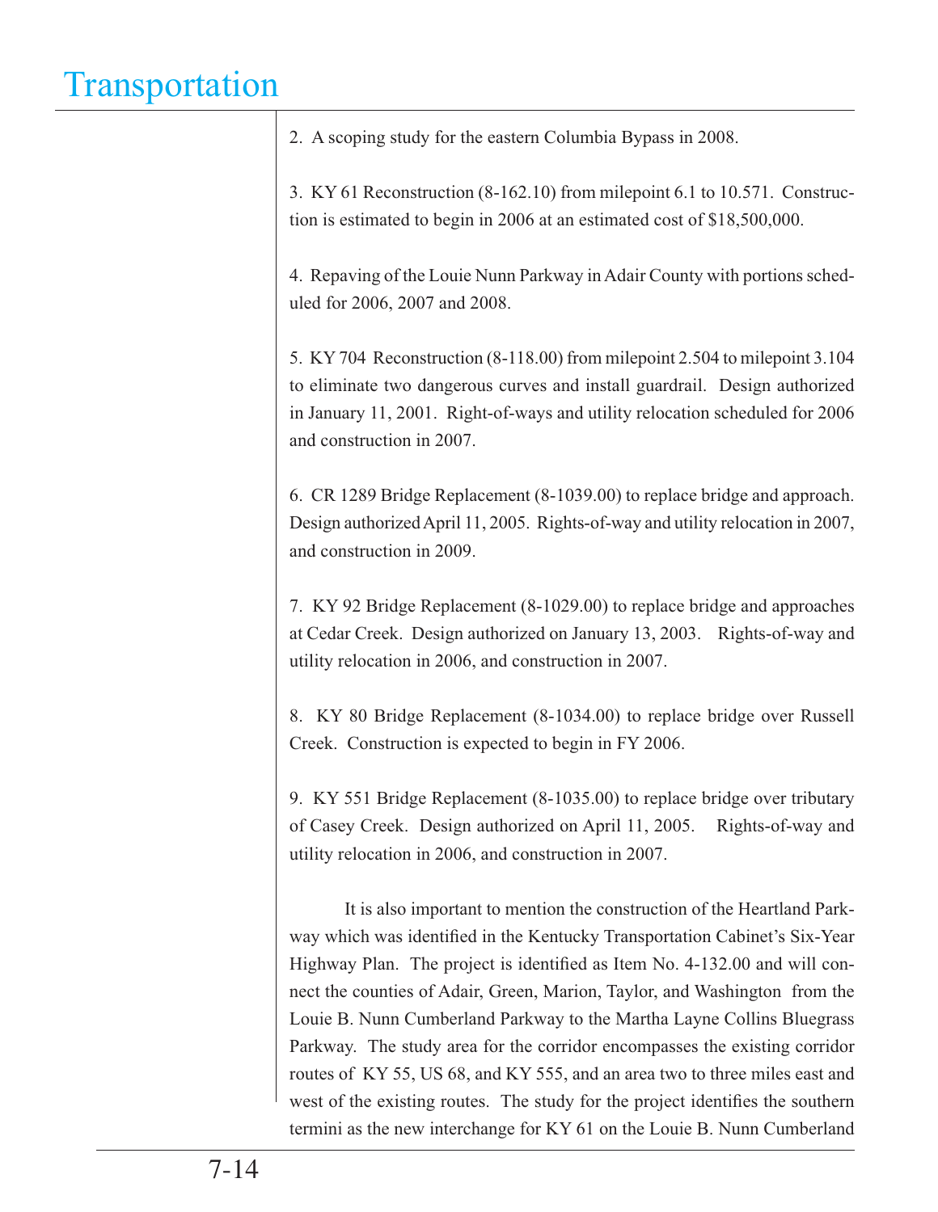2. A scoping study for the eastern Columbia Bypass in 2008.

3. KY 61 Reconstruction (8-162.10) from milepoint 6.1 to 10.571. Construction is estimated to begin in 2006 at an estimated cost of $18,500,000.

4. Repaving of the Louie Nunn Parkway in Adair County with portions scheduled for 2006, 2007 and 2008.

5. KY 704 Reconstruction (8-118.00) from milepoint 2.504 to milepoint 3.104 to eliminate two dangerous curves and install guardrail. Design authorized in January 11, 2001. Right-of-ways and utility relocation scheduled for 2006 and construction in 2007.

6. CR 1289 Bridge Replacement (8-1039.00) to replace bridge and approach. Design authorized April 11, 2005. Rights-of-way and utility relocation in 2007, and construction in 2009.

7. KY 92 Bridge Replacement (8-1029.00) to replace bridge and approaches at Cedar Creek. Design authorized on January 13, 2003. Rights-of-way and utility relocation in 2006, and construction in 2007.

8. KY 80 Bridge Replacement (8-1034.00) to replace bridge over Russell Creek. Construction is expected to begin in FY 2006.

9. KY 551 Bridge Replacement (8-1035.00) to replace bridge over tributary of Casey Creek. Design authorized on April 11, 2005. Rights-of-way and utility relocation in 2006, and construction in 2007.

It is also important to mention the construction of the Heartland Parkway which was identified in the Kentucky Transportation Cabinet's Six-Year Highway Plan. The project is identified as Item No. 4-132.00 and will connect the counties of Adair, Green, Marion, Taylor, and Washington from the Louie B. Nunn Cumberland Parkway to the Martha Layne Collins Bluegrass Parkway. The study area for the corridor encompasses the existing corridor routes of KY 55, US 68, and KY 555, and an area two to three miles east and west of the existing routes. The study for the project identifies the southern termini as the new interchange for KY 61 on the Louie B. Nunn Cumberland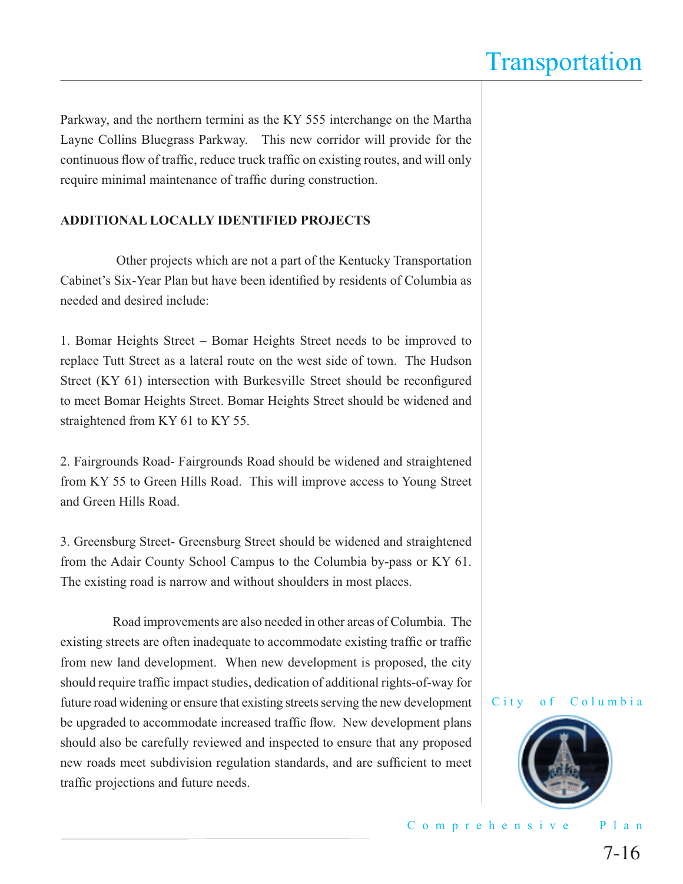Parkway, and the northern termini as the KY 555 interchange on the Martha Layne Collins Bluegrass Parkway. This new corridor will provide for the continuous flow of traffic, reduce truck traffic on existing routes, and will only require minimal maintenance of traffic during construction.

**ADDITIONAL LOCALLY IDENTIFIED PROJECTS**

Other projects which are not a part of the Kentucky Transportation Cabinet's Six-Year Plan but have been identified by residents of Columbia as needed and desired include:

1. Bomar Heights Street – Bomar Heights Street needs to be improved to replace Tutt Street as a lateral route on the west side of town. The Hudson Street (KY 61) intersection with Burkesville Street should be reconfigured to meet Bomar Heights Street. Bomar Heights Street should be widened and straightened from KY 61 to KY 55.

2. Fairgrounds Road- Fairgrounds Road should be widened and straightened from KY 55 to Green Hills Road. This will improve access to Young Street and Green Hills Road.

3. Greensburg Street- Greensburg Street should be widened and straightened from the Adair County School Campus to the Columbia by-pass or KY 61. The existing road is narrow and without shoulders in most places.

Road improvements are also needed in other areas of Columbia. The existing streets are often inadequate to accommodate existing traffic or traffic from new land development. When new development is proposed, the city should require traffic impact studies, dedication of additional rights-of-way for future road widening or ensure that existing streets serving the new development be upgraded to accommodate increased traffic flow. New development plans should also be carefully reviewed and inspected to ensure that any proposed new roads meet subdivision regulation standards, and are sufficient to meet traffic projections and future needs.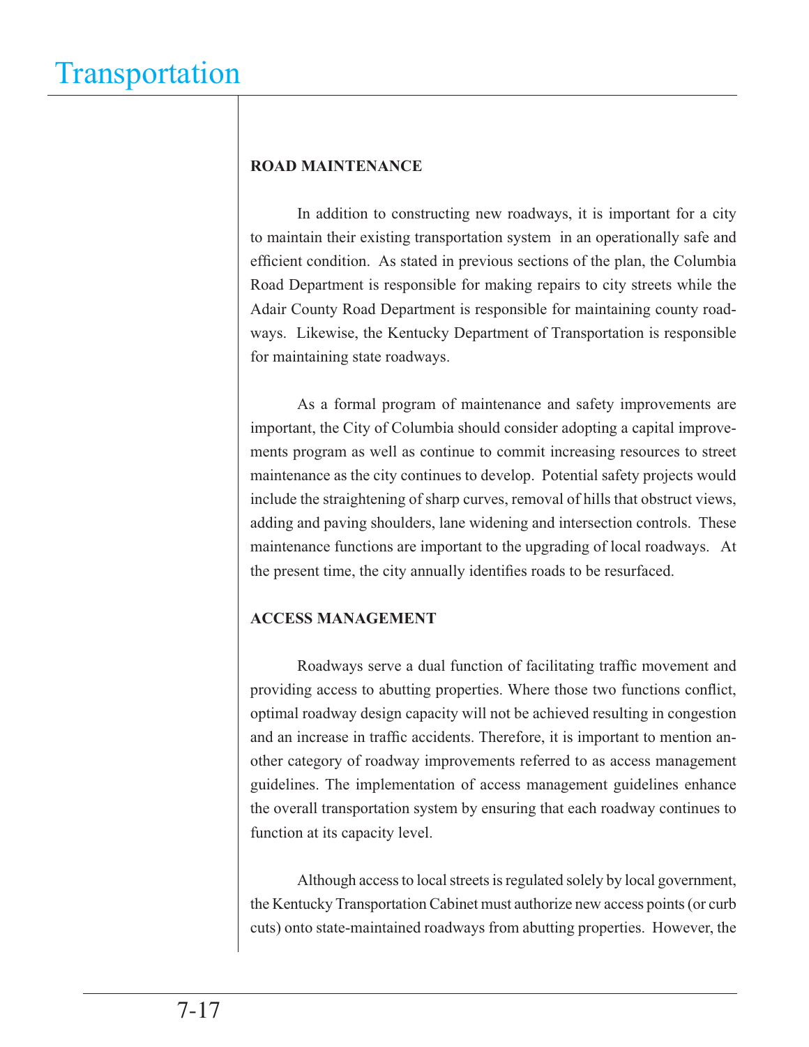## ROAD MAINTENANCE

In addition to constructing new roadways, it is important for a city to maintain their existing transportation system in an operationally safe and efficient condition. As stated in previous sections of the plan, the Columbia Road Department is responsible for making repairs to city streets while the Adair County Road Department is responsible for maintaining county roadways. Likewise, the Kentucky Department of Transportation is responsible for maintaining state roadways.

As a formal program of maintenance and safety improvements are important, the City of Columbia should consider adopting a capital improvements program as well as continue to commit increasing resources to street maintenance as the city continues to develop. Potential safety projects would include the straightening of sharp curves, removal of hills that obstruct views, adding and paving shoulders, lane widening and intersection controls. These maintenance functions are important to the upgrading of local roadways. At the present time, the city annually identifies roads to be resurfaced.

## ACCESS MANAGEMENT

Roadways serve a dual function of facilitating traffic movement and providing access to abutting properties. Where those two functions conflict, optimal roadway design capacity will not be achieved resulting in congestion and an increase in traffic accidents. Therefore, it is important to mention another category of roadway improvements referred to as access management guidelines. The implementation of access management guidelines enhance the overall transportation system by ensuring that each roadway continues to function at its capacity level.

Although access to local streets is regulated solely by local government, the Kentucky Transportation Cabinet must authorize new access points (or curb cuts) onto state-maintained roadways from abutting properties. However, the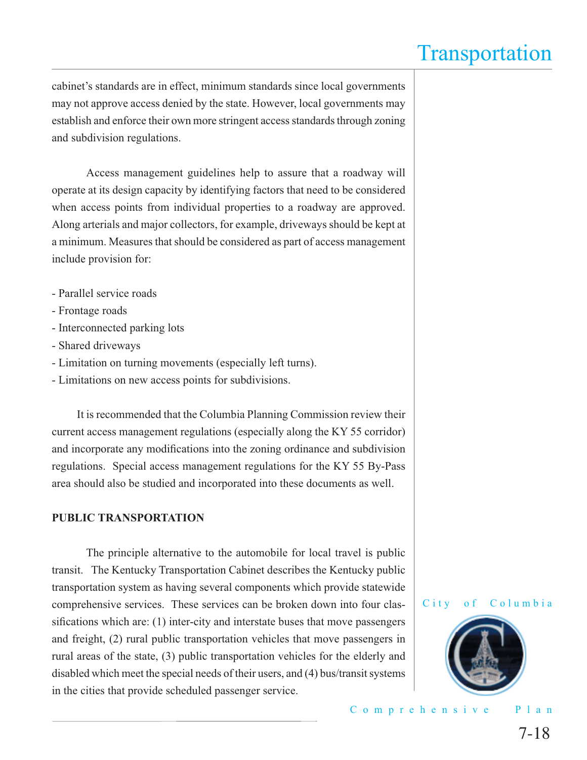cabinet's standards are in effect, minimum standards since local governments may not approve access denied by the state. However, local governments may establish and enforce their own more stringent access standards through zoning and subdivision regulations.

Access management guidelines help to assure that a roadway will operate at its design capacity by identifying factors that need to be considered when access points from individual properties to a roadway are approved. Along arterials and major collectors, for example, driveways should be kept at a minimum. Measures that should be considered as part of access management include provision for:

- Parallel service roads
- Frontage roads
- Interconnected parking lots
- Shared driveways
- Limitation on turning movements (especially left turns).
- Limitations on new access points for subdivisions.

It is recommended that the Columbia Planning Commission review their current access management regulations (especially along the KY 55 corridor) and incorporate any modifications into the zoning ordinance and subdivision regulations. Special access management regulations for the KY 55 By-Pass area should also be studied and incorporated into these documents as well.

**PUBLIC TRANSPORTATION**

The principle alternative to the automobile for local travel is public transit. The Kentucky Transportation Cabinet describes the Kentucky public transportation system as having several components which provide statewide comprehensive services. These services can be broken down into four classifications which are: (1) inter-city and interstate buses that move passengers and freight, (2) rural public transportation vehicles that move passengers in rural areas of the state, (3) public transportation vehicles for the elderly and disabled which meet the special needs of their users, and (4) bus/transit systems in the cities that provide scheduled passenger service.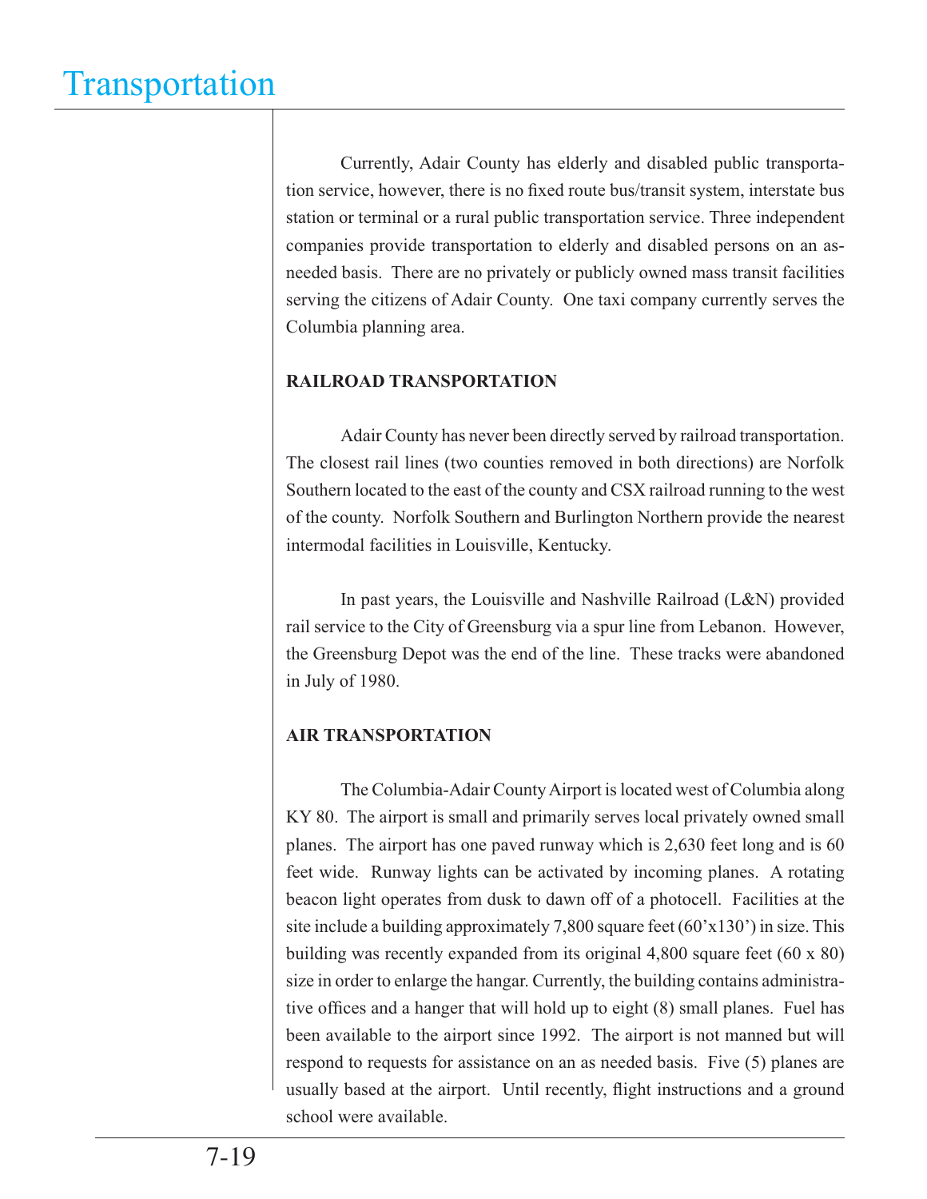Currently, Adair County has elderly and disabled public transportation service, however, there is no fixed route bus/transit system, interstate bus station or terminal or a rural public transportation service. Three independent companies provide transportation to elderly and disabled persons on an as-needed basis. There are no privately or publicly owned mass transit facilities serving the citizens of Adair County. One taxi company currently serves the Columbia planning area.

**RAILROAD TRANSPORTATION**

Adair County has never been directly served by railroad transportation. The closest rail lines (two counties removed in both directions) are Norfolk Southern located to the east of the county and CSX railroad running to the west of the county. Norfolk Southern and Burlington Northern provide the nearest intermodal facilities in Louisville, Kentucky.

In past years, the Louisville and Nashville Railroad (L&N) provided rail service to the City of Greensburg via a spur line from Lebanon. However, the Greensburg Depot was the end of the line. These tracks were abandoned in July of 1980.

**AIR TRANSPORTATION**

The Columbia-Adair County Airport is located west of Columbia along KY 80. The airport is small and primarily serves local privately owned small planes. The airport has one paved runway which is 2,630 feet long and is 60 feet wide. Runway lights can be activated by incoming planes. A rotating beacon light operates from dusk to dawn off of a photocell. Facilities at the site include a building approximately 7,800 square feet (60'x130') in size. This building was recently expanded from its original 4,800 square feet (60 x 80) size in order to enlarge the hangar. Currently, the building contains administrative offices and a hanger that will hold up to eight (8) small planes. Fuel has been available to the airport since 1992. The airport is not manned but will respond to requests for assistance on an as needed basis. Five (5) planes are usually based at the airport. Until recently, flight instructions and a ground school were available.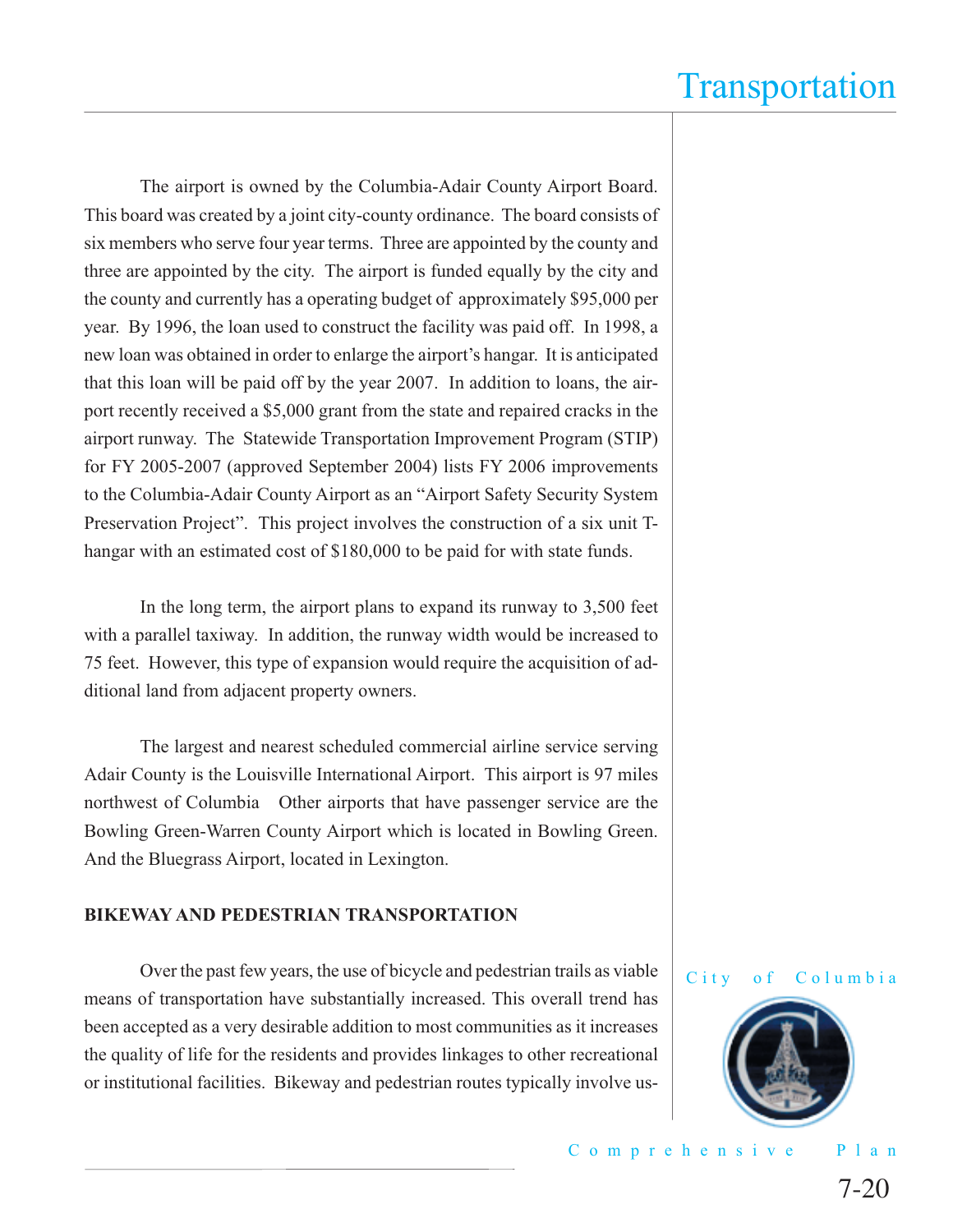The airport is owned by the Columbia-Adair County Airport Board. This board was created by a joint city-county ordinance. The board consists of six members who serve four year terms. Three are appointed by the county and three are appointed by the city. The airport is funded equally by the city and the county and currently has a operating budget of approximately $95,000 per year. By 1996, the loan used to construct the facility was paid off. In 1998, a new loan was obtained in order to enlarge the airport's hangar. It is anticipated that this loan will be paid off by the year 2007. In addition to loans, the airport recently received a $5,000 grant from the state and repaired cracks in the airport runway. The Statewide Transportation Improvement Program (STIP) for FY 2005-2007 (approved September 2004) lists FY 2006 improvements to the Columbia-Adair County Airport as an "Airport Safety Security System Preservation Project". This project involves the construction of a six unit T-hangar with an estimated cost of $180,000 to be paid for with state funds.

In the long term, the airport plans to expand its runway to 3,500 feet with a parallel taxiway. In addition, the runway width would be increased to 75 feet. However, this type of expansion would require the acquisition of additional land from adjacent property owners.

The largest and nearest scheduled commercial airline service serving Adair County is the Louisville International Airport. This airport is 97 miles northwest of Columbia Other airports that have passenger service are the Bowling Green-Warren County Airport which is located in Bowling Green. And the Bluegrass Airport, located in Lexington.

**BIKEWAY AND PEDESTRIAN TRANSPORTATION**

Over the past few years, the use of bicycle and pedestrian trails as viable means of transportation have substantially increased. This overall trend has been accepted as a very desirable addition to most communities as it increases the quality of life for the residents and provides linkages to other recreational or institutional facilities. Bikeway and pedestrian routes typically involve us-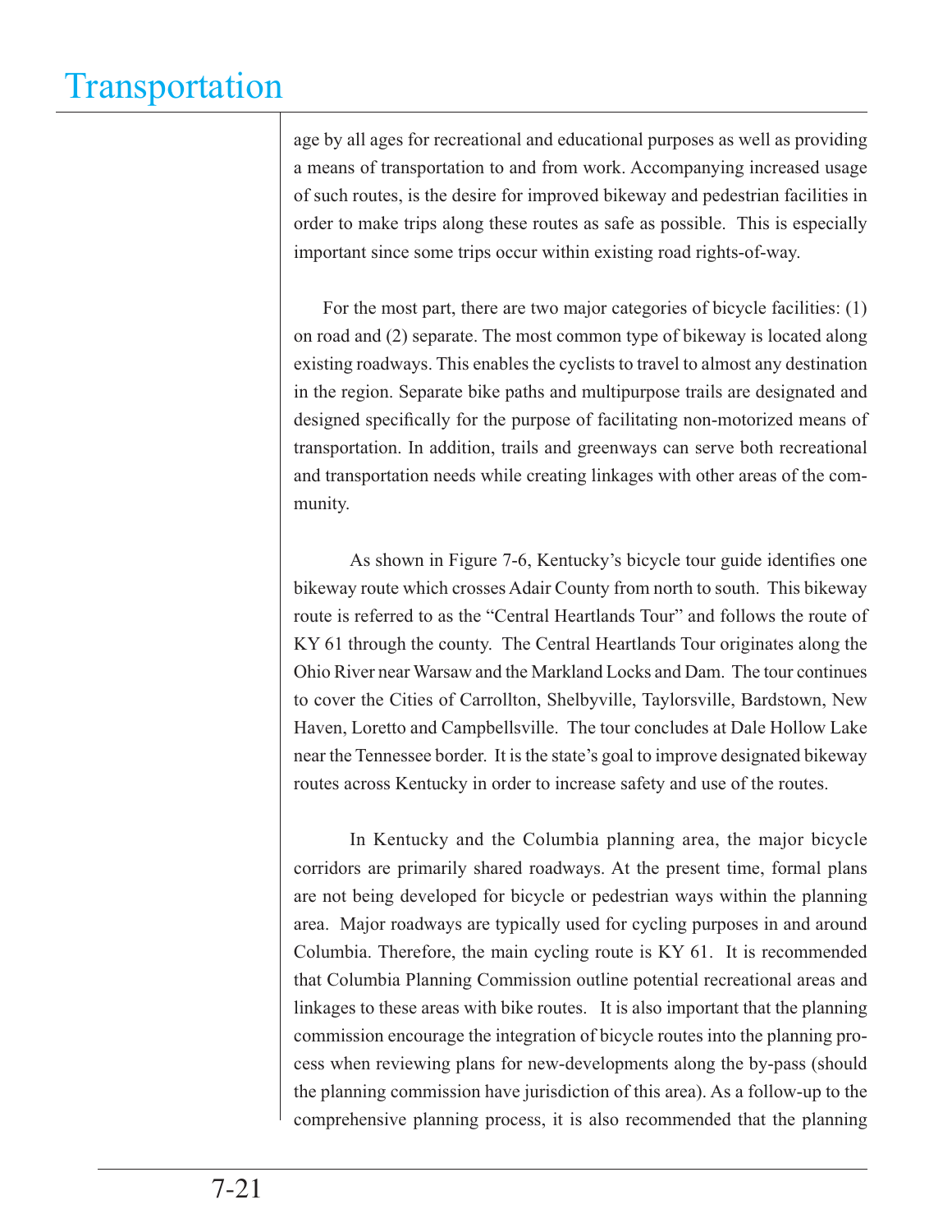age by all ages for recreational and educational purposes as well as providing a means of transportation to and from work. Accompanying increased usage of such routes, is the desire for improved bikeway and pedestrian facilities in order to make trips along these routes as safe as possible. This is especially important since some trips occur within existing road rights-of-way.

For the most part, there are two major categories of bicycle facilities: (1) on road and (2) separate. The most common type of bikeway is located along existing roadways. This enables the cyclists to travel to almost any destination in the region. Separate bike paths and multipurpose trails are designated and designed specifically for the purpose of facilitating non-motorized means of transportation. In addition, trails and greenways can serve both recreational and transportation needs while creating linkages with other areas of the community.

As shown in Figure 7-6, Kentucky's bicycle tour guide identifies one bikeway route which crosses Adair County from north to south. This bikeway route is referred to as the "Central Heartlands Tour" and follows the route of KY 61 through the county. The Central Heartlands Tour originates along the Ohio River near Warsaw and the Markland Locks and Dam. The tour continues to cover the Cities of Carrollton, Shelbyville, Taylorsville, Bardstown, New Haven, Loretto and Campbellsville. The tour concludes at Dale Hollow Lake near the Tennessee border. It is the state's goal to improve designated bikeway routes across Kentucky in order to increase safety and use of the routes.

In Kentucky and the Columbia planning area, the major bicycle corridors are primarily shared roadways. At the present time, formal plans are not being developed for bicycle or pedestrian ways within the planning area. Major roadways are typically used for cycling purposes in and around Columbia. Therefore, the main cycling route is KY 61. It is recommended that Columbia Planning Commission outline potential recreational areas and linkages to these areas with bike routes. It is also important that the planning commission encourage the integration of bicycle routes into the planning process when reviewing plans for new-developments along the by-pass (should the planning commission have jurisdiction of this area). As a follow-up to the comprehensive planning process, it is also recommended that the planning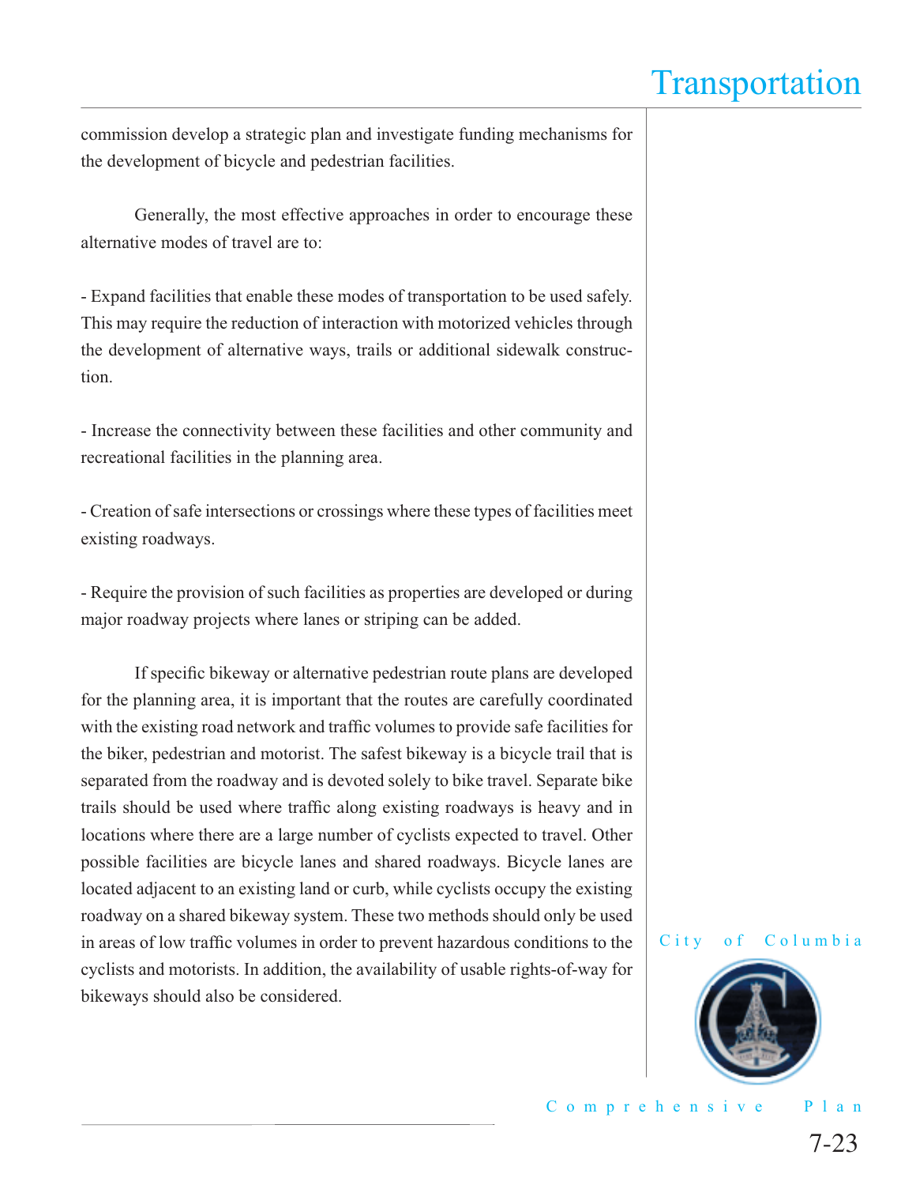commission develop a strategic plan and investigate funding mechanisms for the development of bicycle and pedestrian facilities.

Generally, the most effective approaches in order to encourage these alternative modes of travel are to:

- Expand facilities that enable these modes of transportation to be used safely. This may require the reduction of interaction with motorized vehicles through the development of alternative ways, trails or additional sidewalk construction.

- Increase the connectivity between these facilities and other community and recreational facilities in the planning area.

- Creation of safe intersections or crossings where these types of facilities meet existing roadways.

- Require the provision of such facilities as properties are developed or during major roadway projects where lanes or striping can be added.

If specific bikeway or alternative pedestrian route plans are developed for the planning area, it is important that the routes are carefully coordinated with the existing road network and traffic volumes to provide safe facilities for the biker, pedestrian and motorist. The safest bikeway is a bicycle trail that is separated from the roadway and is devoted solely to bike travel. Separate bike trails should be used where traffic along existing roadways is heavy and in locations where there are a large number of cyclists expected to travel. Other possible facilities are bicycle lanes and shared roadways. Bicycle lanes are located adjacent to an existing land or curb, while cyclists occupy the existing roadway on a shared bikeway system. These two methods should only be used in areas of low traffic volumes in order to prevent hazardous conditions to the cyclists and motorists. In addition, the availability of usable rights-of-way for bikeways should also be considered.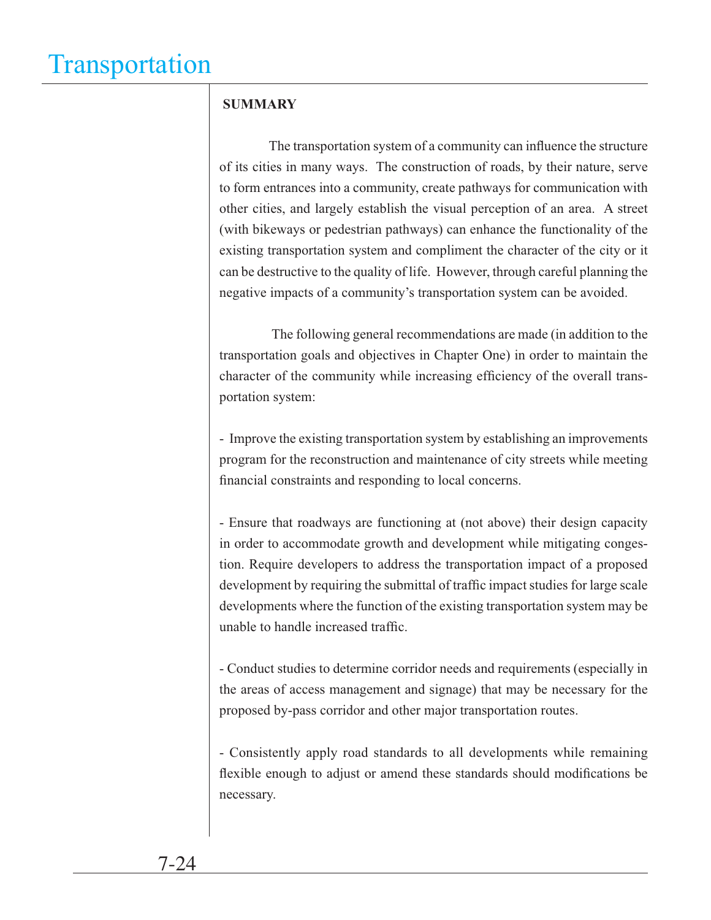# Transportation

## SUMMARY

The transportation system of a community can influence the structure of its cities in many ways. The construction of roads, by their nature, serve to form entrances into a community, create pathways for communication with other cities, and largely establish the visual perception of an area. A street (with bikeways or pedestrian pathways) can enhance the functionality of the existing transportation system and compliment the character of the city or it can be destructive to the quality of life. However, through careful planning the negative impacts of a community's transportation system can be avoided.

The following general recommendations are made (in addition to the transportation goals and objectives in Chapter One) in order to maintain the character of the community while increasing efficiency of the overall transportation system:

- Improve the existing transportation system by establishing an improvements program for the reconstruction and maintenance of city streets while meeting financial constraints and responding to local concerns.

- Ensure that roadways are functioning at (not above) their design capacity in order to accommodate growth and development while mitigating congestion. Require developers to address the transportation impact of a proposed development by requiring the submittal of traffic impact studies for large scale developments where the function of the existing transportation system may be unable to handle increased traffic.

- Conduct studies to determine corridor needs and requirements (especially in the areas of access management and signage) that may be necessary for the proposed by-pass corridor and other major transportation routes.

- Consistently apply road standards to all developments while remaining flexible enough to adjust or amend these standards should modifications be necessary.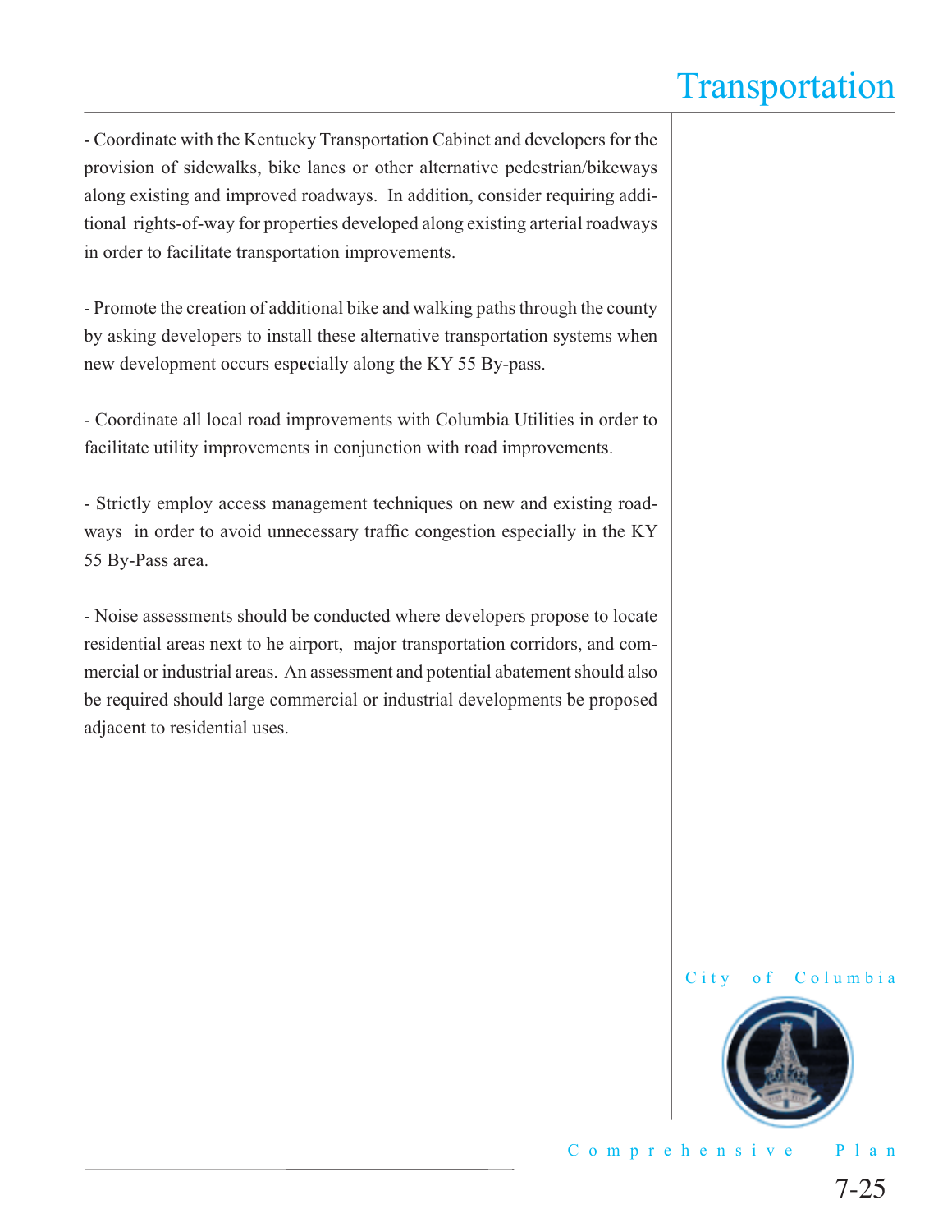- Coordinate with the Kentucky Transportation Cabinet and developers for the provision of sidewalks, bike lanes or other alternative pedestrian/bikeways along existing and improved roadways. In addition, consider requiring additional rights-of-way for properties developed along existing arterial roadways in order to facilitate transportation improvements.

- Promote the creation of additional bike and walking paths through the county by asking developers to install these alternative transportation systems when new development occurs especially along the KY 55 By-pass.

- Coordinate all local road improvements with Columbia Utilities in order to facilitate utility improvements in conjunction with road improvements.

- Strictly employ access management techniques on new and existing roadways in order to avoid unnecessary traffic congestion especially in the KY 55 By-Pass area.

- Noise assessments should be conducted where developers propose to locate residential areas next to he airport, major transportation corridors, and commercial or industrial areas. An assessment and potential abatement should also be required should large commercial or industrial developments be proposed adjacent to residential uses.